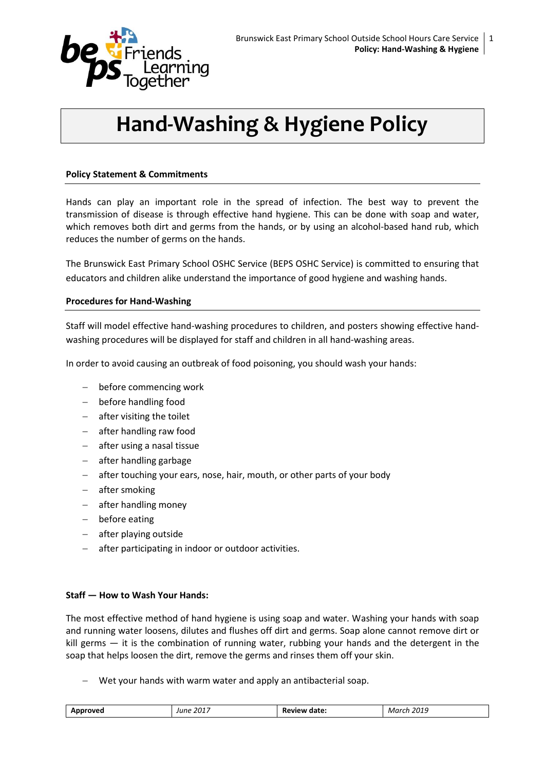# Hand-Washing & Hygiene Policy

## Policy Statement & Commitments

Hands can play an important role in the spread of infection. The best way to prevent the transmission of disease is through effective hand hygiene. This can be done with soap and water, which removes both dirt and germs from the hands, or by using an alcohol-based hand rub, which reduces the number of germs on the hands.

The Brunswick East Primary School OSHC Service (BEPS OSHC Service) is committed to ensuring that educators and children alike understand the importance of good hygiene and washing hands.

## Procedures for Hand-Washing

Staff will model effective hand-washing procedures to children, and posters showing effective hand-washing procedures will be displayed for staff and children in all hand-washing areas.

In order to avoid causing an outbreak of food poisoning, you should wash your hands:

- before commencing work
- before handling food
- after visiting the toilet
- after handling raw food
- after using a nasal tissue
- after handling garbage
- after touching your ears, nose, hair, mouth, or other parts of your body
- after smoking
- after handling money
- before eating
- after playing outside
- after participating in indoor or outdoor activities.

## Staff — How to Wash Your Hands:

The most effective method of hand hygiene is using soap and water. Washing your hands with soap and running water loosens, dilutes and flushes off dirt and germs. Soap alone cannot remove dirt or kill germs — it is the combination of running water, rubbing your hands and the detergent in the soap that helps loosen the dirt, remove the germs and rinses them off your skin.

- Wet your hands with warm water and apply an antibacterial soap.

| Approved | June 2017 | Review date: | March 2019 |
|---|---|---|---|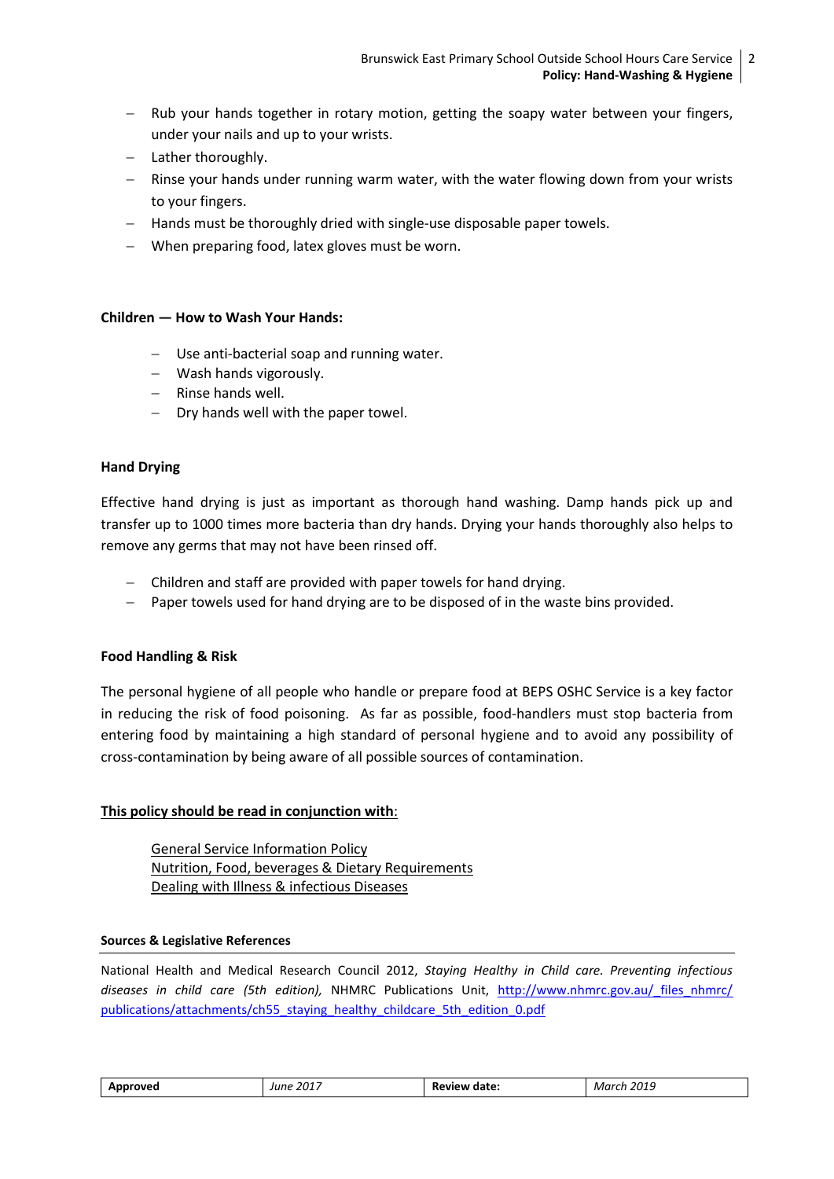- Rub your hands together in rotary motion, getting the soapy water between your fingers, under your nails and up to your wrists.
- Lather thoroughly.
- Rinse your hands under running warm water, with the water flowing down from your wrists to your fingers.
- Hands must be thoroughly dried with single-use disposable paper towels.
- When preparing food, latex gloves must be worn.

**Children — How to Wash Your Hands:**

- Use anti-bacterial soap and running water.
- Wash hands vigorously.
- Rinse hands well.
- Dry hands well with the paper towel.

**Hand Drying**

Effective hand drying is just as important as thorough hand washing. Damp hands pick up and transfer up to 1000 times more bacteria than dry hands. Drying your hands thoroughly also helps to remove any germs that may not have been rinsed off.

- Children and staff are provided with paper towels for hand drying.
- Paper towels used for hand drying are to be disposed of in the waste bins provided.

**Food Handling & Risk**

The personal hygiene of all people who handle or prepare food at BEPS OSHC Service is a key factor in reducing the risk of food poisoning. As far as possible, food-handlers must stop bacteria from entering food by maintaining a high standard of personal hygiene and to avoid any possibility of cross-contamination by being aware of all possible sources of contamination.

**This policy should be read in conjunction with**:

General Service Information Policy
Nutrition, Food, beverages & Dietary Requirements
Dealing with Illness & infectious Diseases

**Sources & Legislative References**

National Health and Medical Research Council 2012, *Staying Healthy in Child care. Preventing infectious diseases in child care (5th edition),* NHMRC Publications Unit, http://www.nhmrc.gov.au/_files_nhmrc/publications/attachments/ch55_staying_healthy_childcare_5th_edition_0.pdf

| **Approved** | *June 2017* | **Review date:** | *March 2019* |
|---|---|---|---|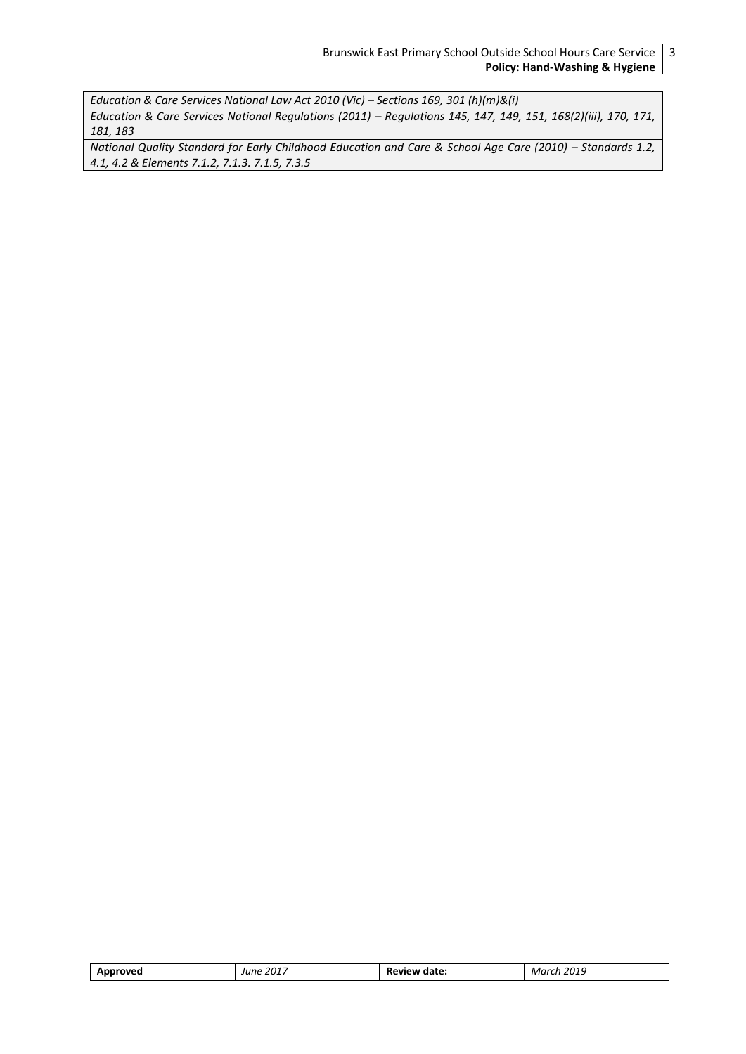| |
|---|
| *Education & Care Services National Law Act 2010 (Vic) – Sections 169, 301 (h)(m)&(i)* |
| *Education & Care Services National Regulations (2011) – Regulations 145, 147, 149, 151, 168(2)(iii), 170, 171, 181, 183* |
| *National Quality Standard for Early Childhood Education and Care & School Age Care (2010) – Standards 1.2, 4.1, 4.2 & Elements 7.1.2, 7.1.3. 7.1.5, 7.3.5* |

| | | | |
|---|---|---|---|
| **Approved** | *June 2017* | **Review date:** | *March 2019* |